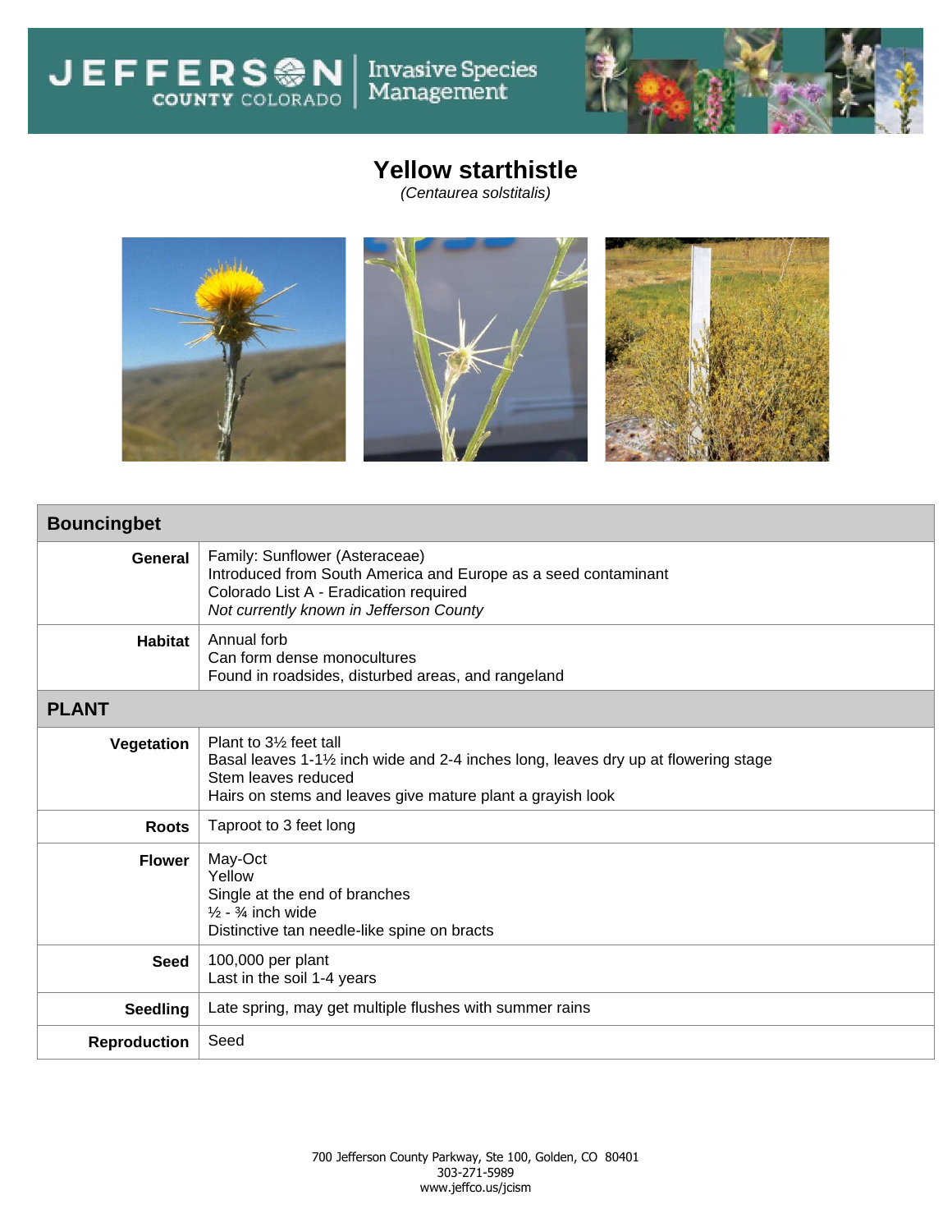JEFFERSON COUNTY COLORADO | Invasive Species Management

# Yellow starthistle

*(Centaurea solstitialis)*

| **Bouncingbet** | |
|---|---|
| **General** | Family: Sunflower (Asteraceae)<br>Introduced from South America and Europe as a seed contaminant<br>Colorado List A - Eradication required<br>*Not currently known in Jefferson County* |
| **Habitat** | Annual forb<br>Can form dense monocultures<br>Found in roadsides, disturbed areas, and rangeland |
| **PLANT** | |
| **Vegetation** | Plant to 3½ feet tall<br>Basal leaves 1-1½ inch wide and 2-4 inches long, leaves dry up at flowering stage<br>Stem leaves reduced<br>Hairs on stems and leaves give mature plant a grayish look |
| **Roots** | Taproot to 3 feet long |
| **Flower** | May-Oct<br>Yellow<br>Single at the end of branches<br>½ - ¾ inch wide<br>Distinctive tan needle-like spine on bracts |
| **Seed** | 100,000 per plant<br>Last in the soil 1-4 years |
| **Seedling** | Late spring, may get multiple flushes with summer rains |
| **Reproduction** | Seed |

700 Jefferson County Parkway, Ste 100, Golden, CO 80401
303-271-5989
www.jeffco.us/jcism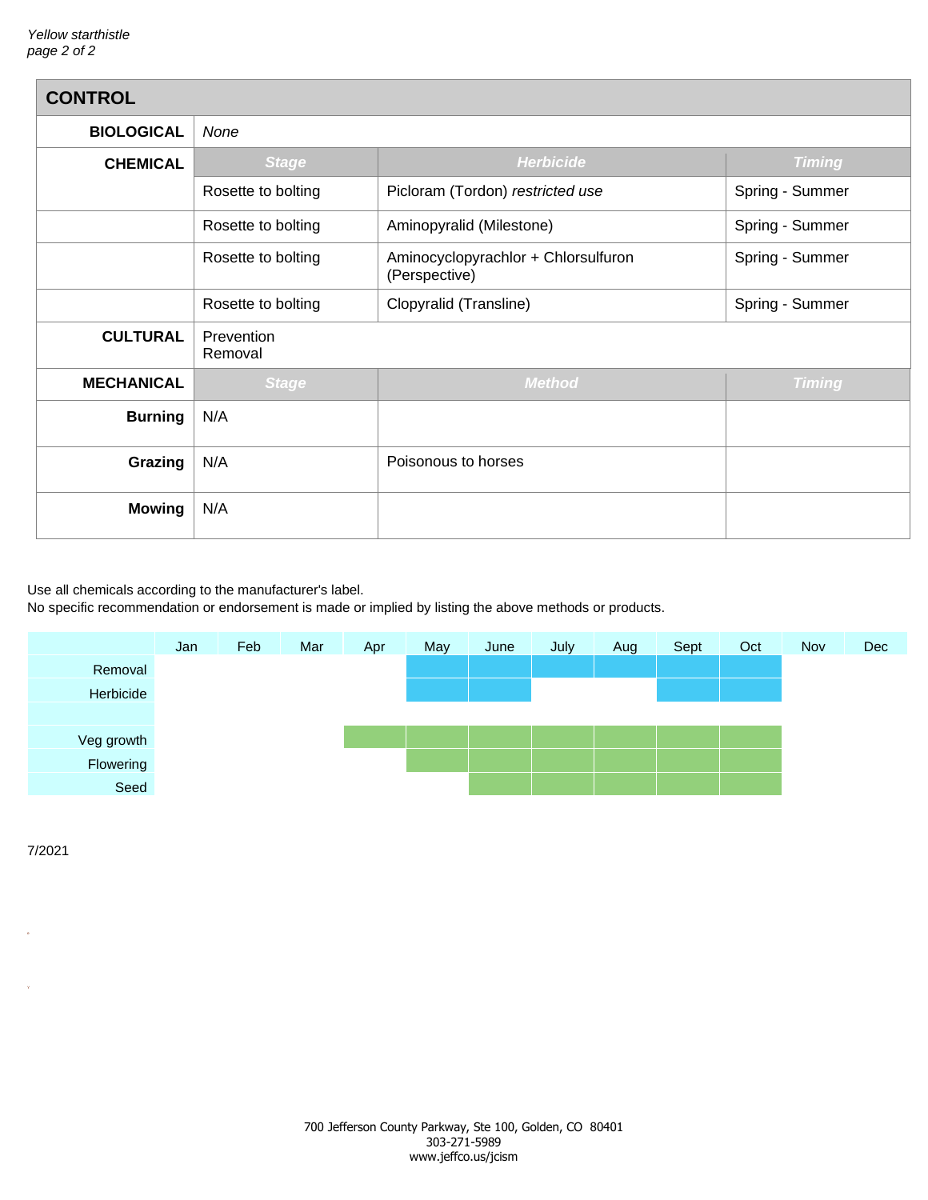| CONTROL | | | |
|---|---|---|---|
| **BIOLOGICAL** | *None* | | |
| **CHEMICAL** | ***Stage*** | ***Herbicide*** | ***Timing*** |
| | Rosette to bolting | Picloram (Tordon) *restricted use* | Spring - Summer |
| | Rosette to bolting | Aminopyralid (Milestone) | Spring - Summer |
| | Rosette to bolting | Aminocyclopyrachlor + Chlorsulfuron (Perspective) | Spring - Summer |
| | Rosette to bolting | Clopyralid (Transline) | Spring - Summer |
| **CULTURAL** | Prevention<br>Removal | | |
| **MECHANICAL** | ***Stage*** | ***Method*** | ***Timing*** |
| **Burning** | N/A | | |
| **Grazing** | N/A | Poisonous to horses | |
| **Mowing** | N/A | | |

Use all chemicals according to the manufacturer's label.
No specific recommendation or endorsement is made or implied by listing the above methods or products.

Jan Feb Mar Apr May June July Aug Sept Oct Nov Dec
Removal
Herbicide
Veg growth
Flowering
Seed

7/2021

700 Jefferson County Parkway, Ste 100, Golden, CO 80401
303-271-5989
www.jeffco.us/jcism